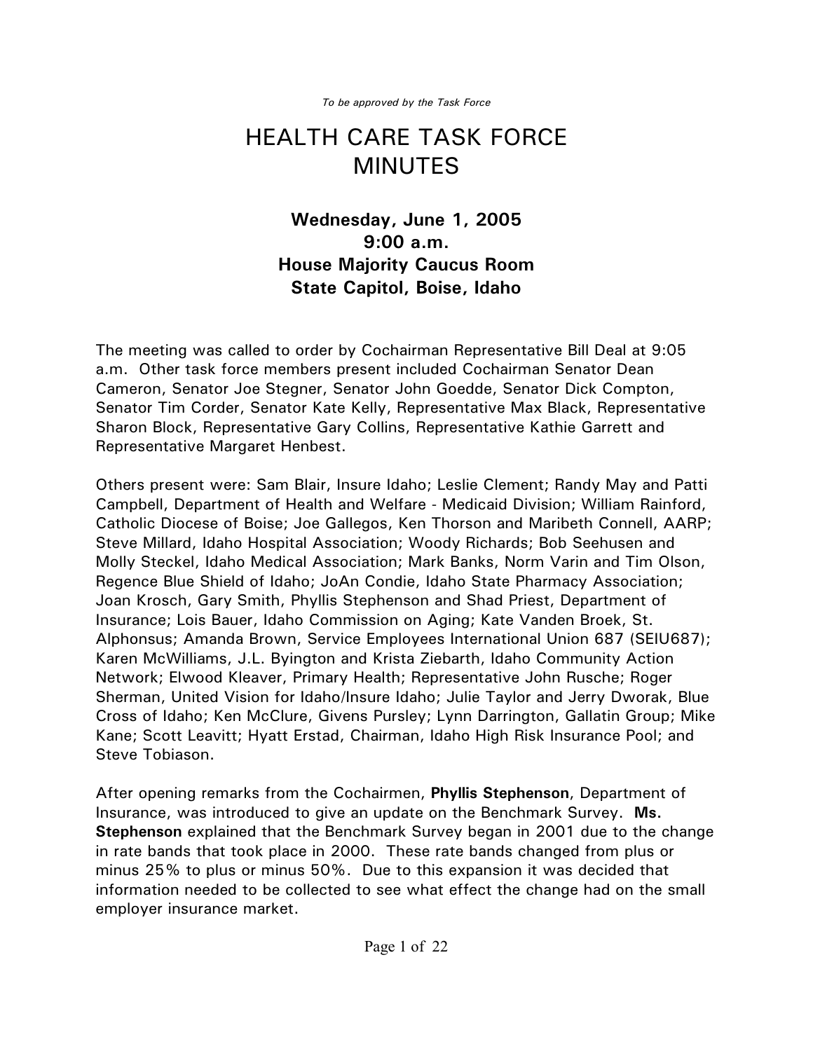*To be approved by the Task Force*

# HEALTH CARE TASK FORCE
# MINUTES

**Wednesday, June 1, 2005**
**9:00 a.m.**
**House Majority Caucus Room**
**State Capitol, Boise, Idaho**

The meeting was called to order by Cochairman Representative Bill Deal at 9:05 a.m. Other task force members present included Cochairman Senator Dean Cameron, Senator Joe Stegner, Senator John Goedde, Senator Dick Compton, Senator Tim Corder, Senator Kate Kelly, Representative Max Black, Representative Sharon Block, Representative Gary Collins, Representative Kathie Garrett and Representative Margaret Henbest.

Others present were: Sam Blair, Insure Idaho; Leslie Clement; Randy May and Patti Campbell, Department of Health and Welfare - Medicaid Division; William Rainford, Catholic Diocese of Boise; Joe Gallegos, Ken Thorson and Maribeth Connell, AARP; Steve Millard, Idaho Hospital Association; Woody Richards; Bob Seehusen and Molly Steckel, Idaho Medical Association; Mark Banks, Norm Varin and Tim Olson, Regence Blue Shield of Idaho; JoAn Condie, Idaho State Pharmacy Association; Joan Krosch, Gary Smith, Phyllis Stephenson and Shad Priest, Department of Insurance; Lois Bauer, Idaho Commission on Aging; Kate Vanden Broek, St. Alphonsus; Amanda Brown, Service Employees International Union 687 (SEIU687); Karen McWilliams, J.L. Byington and Krista Ziebarth, Idaho Community Action Network; Elwood Kleaver, Primary Health; Representative John Rusche; Roger Sherman, United Vision for Idaho/Insure Idaho; Julie Taylor and Jerry Dworak, Blue Cross of Idaho; Ken McClure, Givens Pursley; Lynn Darrington, Gallatin Group; Mike Kane; Scott Leavitt; Hyatt Erstad, Chairman, Idaho High Risk Insurance Pool; and Steve Tobiason.

After opening remarks from the Cochairmen, **Phyllis Stephenson**, Department of Insurance, was introduced to give an update on the Benchmark Survey. **Ms. Stephenson** explained that the Benchmark Survey began in 2001 due to the change in rate bands that took place in 2000. These rate bands changed from plus or minus 25% to plus or minus 50%. Due to this expansion it was decided that information needed to be collected to see what effect the change had on the small employer insurance market.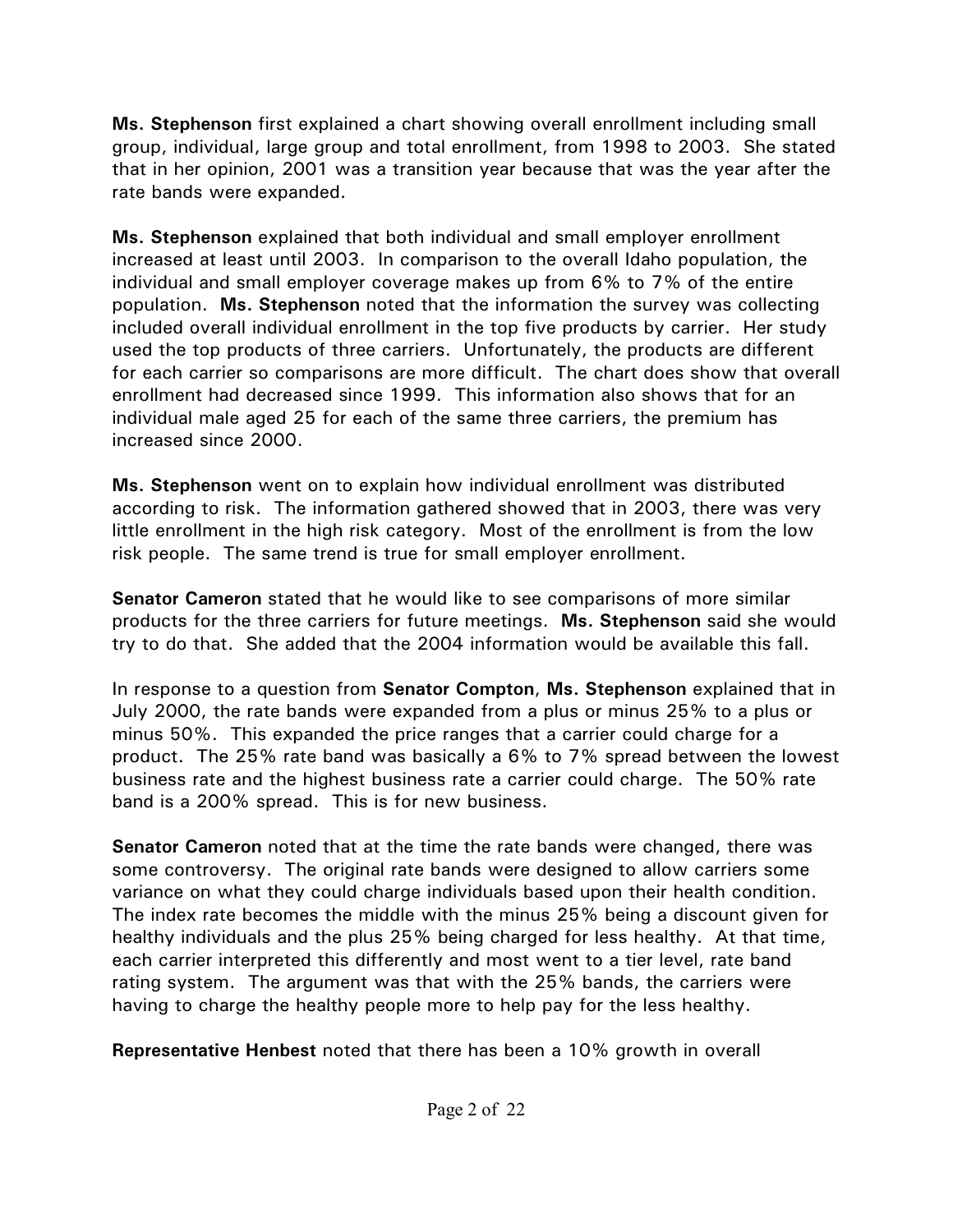**Ms. Stephenson** first explained a chart showing overall enrollment including small group, individual, large group and total enrollment, from 1998 to 2003. She stated that in her opinion, 2001 was a transition year because that was the year after the rate bands were expanded.

**Ms. Stephenson** explained that both individual and small employer enrollment increased at least until 2003. In comparison to the overall Idaho population, the individual and small employer coverage makes up from 6% to 7% of the entire population. **Ms. Stephenson** noted that the information the survey was collecting included overall individual enrollment in the top five products by carrier. Her study used the top products of three carriers. Unfortunately, the products are different for each carrier so comparisons are more difficult. The chart does show that overall enrollment had decreased since 1999. This information also shows that for an individual male aged 25 for each of the same three carriers, the premium has increased since 2000.

**Ms. Stephenson** went on to explain how individual enrollment was distributed according to risk. The information gathered showed that in 2003, there was very little enrollment in the high risk category. Most of the enrollment is from the low risk people. The same trend is true for small employer enrollment.

**Senator Cameron** stated that he would like to see comparisons of more similar products for the three carriers for future meetings. **Ms. Stephenson** said she would try to do that. She added that the 2004 information would be available this fall.

In response to a question from **Senator Compton**, **Ms. Stephenson** explained that in July 2000, the rate bands were expanded from a plus or minus 25% to a plus or minus 50%. This expanded the price ranges that a carrier could charge for a product. The 25% rate band was basically a 6% to 7% spread between the lowest business rate and the highest business rate a carrier could charge. The 50% rate band is a 200% spread. This is for new business.

**Senator Cameron** noted that at the time the rate bands were changed, there was some controversy. The original rate bands were designed to allow carriers some variance on what they could charge individuals based upon their health condition. The index rate becomes the middle with the minus 25% being a discount given for healthy individuals and the plus 25% being charged for less healthy. At that time, each carrier interpreted this differently and most went to a tier level, rate band rating system. The argument was that with the 25% bands, the carriers were having to charge the healthy people more to help pay for the less healthy.

**Representative Henbest** noted that there has been a 10% growth in overall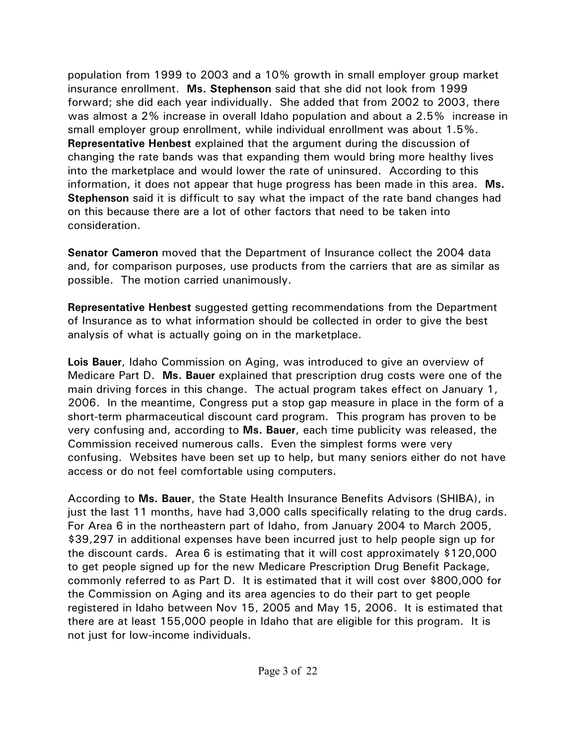population from 1999 to 2003 and a 10% growth in small employer group market insurance enrollment. **Ms. Stephenson** said that she did not look from 1999 forward; she did each year individually. She added that from 2002 to 2003, there was almost a 2% increase in overall Idaho population and about a 2.5% increase in small employer group enrollment, while individual enrollment was about 1.5%. **Representative Henbest** explained that the argument during the discussion of changing the rate bands was that expanding them would bring more healthy lives into the marketplace and would lower the rate of uninsured. According to this information, it does not appear that huge progress has been made in this area. **Ms. Stephenson** said it is difficult to say what the impact of the rate band changes had on this because there are a lot of other factors that need to be taken into consideration.

**Senator Cameron** moved that the Department of Insurance collect the 2004 data and, for comparison purposes, use products from the carriers that are as similar as possible. The motion carried unanimously.

**Representative Henbest** suggested getting recommendations from the Department of Insurance as to what information should be collected in order to give the best analysis of what is actually going on in the marketplace.

**Lois Bauer**, Idaho Commission on Aging, was introduced to give an overview of Medicare Part D. **Ms. Bauer** explained that prescription drug costs were one of the main driving forces in this change. The actual program takes effect on January 1, 2006. In the meantime, Congress put a stop gap measure in place in the form of a short-term pharmaceutical discount card program. This program has proven to be very confusing and, according to **Ms. Bauer**, each time publicity was released, the Commission received numerous calls. Even the simplest forms were very confusing. Websites have been set up to help, but many seniors either do not have access or do not feel comfortable using computers.

According to **Ms. Bauer**, the State Health Insurance Benefits Advisors (SHIBA), in just the last 11 months, have had 3,000 calls specifically relating to the drug cards. For Area 6 in the northeastern part of Idaho, from January 2004 to March 2005, $39,297 in additional expenses have been incurred just to help people sign up for the discount cards. Area 6 is estimating that it will cost approximately $120,000 to get people signed up for the new Medicare Prescription Drug Benefit Package, commonly referred to as Part D. It is estimated that it will cost over $800,000 for the Commission on Aging and its area agencies to do their part to get people registered in Idaho between Nov 15, 2005 and May 15, 2006. It is estimated that there are at least 155,000 people in Idaho that are eligible for this program. It is not just for low-income individuals.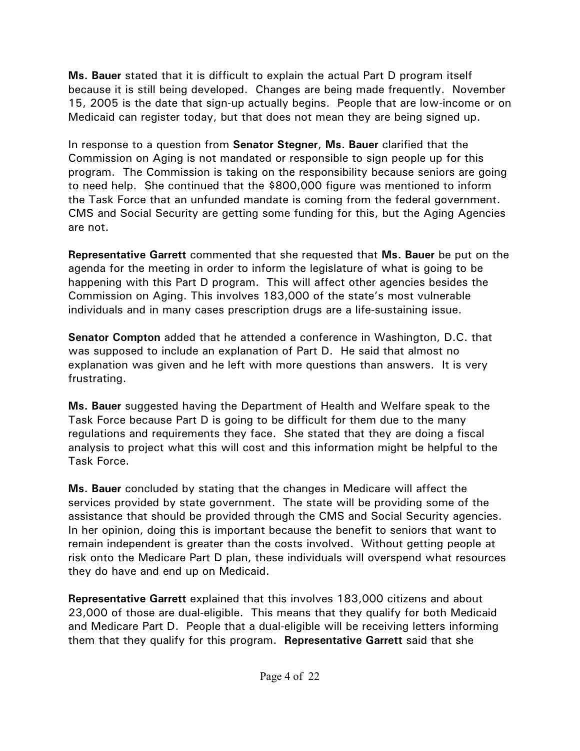**Ms. Bauer** stated that it is difficult to explain the actual Part D program itself because it is still being developed. Changes are being made frequently. November 15, 2005 is the date that sign-up actually begins. People that are low-income or on Medicaid can register today, but that does not mean they are being signed up.

In response to a question from **Senator Stegner**, **Ms. Bauer** clarified that the Commission on Aging is not mandated or responsible to sign people up for this program. The Commission is taking on the responsibility because seniors are going to need help. She continued that the $800,000 figure was mentioned to inform the Task Force that an unfunded mandate is coming from the federal government. CMS and Social Security are getting some funding for this, but the Aging Agencies are not.

**Representative Garrett** commented that she requested that **Ms. Bauer** be put on the agenda for the meeting in order to inform the legislature of what is going to be happening with this Part D program. This will affect other agencies besides the Commission on Aging. This involves 183,000 of the state's most vulnerable individuals and in many cases prescription drugs are a life-sustaining issue.

**Senator Compton** added that he attended a conference in Washington, D.C. that was supposed to include an explanation of Part D. He said that almost no explanation was given and he left with more questions than answers. It is very frustrating.

**Ms. Bauer** suggested having the Department of Health and Welfare speak to the Task Force because Part D is going to be difficult for them due to the many regulations and requirements they face. She stated that they are doing a fiscal analysis to project what this will cost and this information might be helpful to the Task Force.

**Ms. Bauer** concluded by stating that the changes in Medicare will affect the services provided by state government. The state will be providing some of the assistance that should be provided through the CMS and Social Security agencies. In her opinion, doing this is important because the benefit to seniors that want to remain independent is greater than the costs involved. Without getting people at risk onto the Medicare Part D plan, these individuals will overspend what resources they do have and end up on Medicaid.

**Representative Garrett** explained that this involves 183,000 citizens and about 23,000 of those are dual-eligible. This means that they qualify for both Medicaid and Medicare Part D. People that a dual-eligible will be receiving letters informing them that they qualify for this program. **Representative Garrett** said that she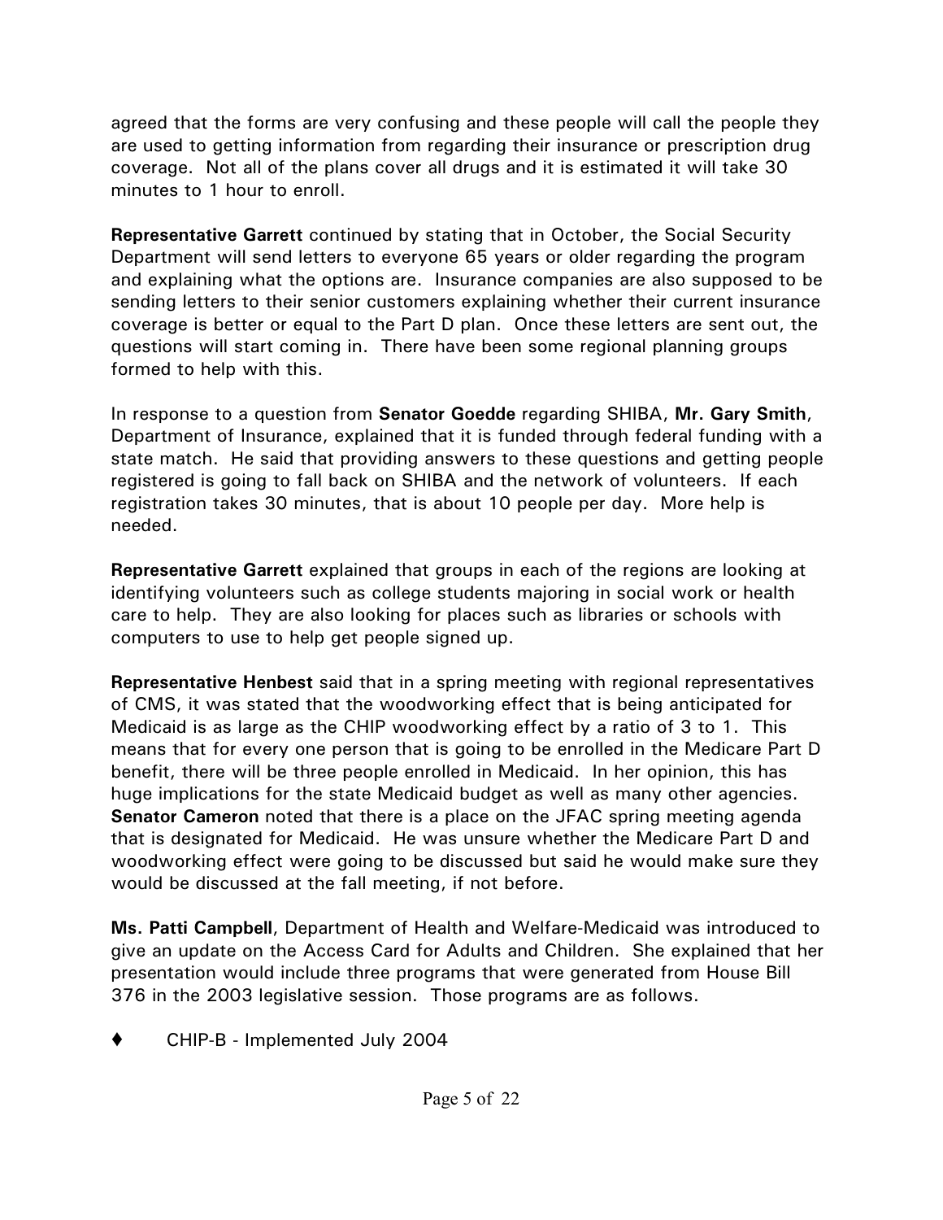agreed that the forms are very confusing and these people will call the people they are used to getting information from regarding their insurance or prescription drug coverage. Not all of the plans cover all drugs and it is estimated it will take 30 minutes to 1 hour to enroll.

**Representative Garrett** continued by stating that in October, the Social Security Department will send letters to everyone 65 years or older regarding the program and explaining what the options are. Insurance companies are also supposed to be sending letters to their senior customers explaining whether their current insurance coverage is better or equal to the Part D plan. Once these letters are sent out, the questions will start coming in. There have been some regional planning groups formed to help with this.

In response to a question from **Senator Goedde** regarding SHIBA, **Mr. Gary Smith**, Department of Insurance, explained that it is funded through federal funding with a state match. He said that providing answers to these questions and getting people registered is going to fall back on SHIBA and the network of volunteers. If each registration takes 30 minutes, that is about 10 people per day. More help is needed.

**Representative Garrett** explained that groups in each of the regions are looking at identifying volunteers such as college students majoring in social work or health care to help. They are also looking for places such as libraries or schools with computers to use to help get people signed up.

**Representative Henbest** said that in a spring meeting with regional representatives of CMS, it was stated that the woodworking effect that is being anticipated for Medicaid is as large as the CHIP woodworking effect by a ratio of 3 to 1. This means that for every one person that is going to be enrolled in the Medicare Part D benefit, there will be three people enrolled in Medicaid. In her opinion, this has huge implications for the state Medicaid budget as well as many other agencies. **Senator Cameron** noted that there is a place on the JFAC spring meeting agenda that is designated for Medicaid. He was unsure whether the Medicare Part D and woodworking effect were going to be discussed but said he would make sure they would be discussed at the fall meeting, if not before.

**Ms. Patti Campbell**, Department of Health and Welfare-Medicaid was introduced to give an update on the Access Card for Adults and Children. She explained that her presentation would include three programs that were generated from House Bill 376 in the 2003 legislative session. Those programs are as follows.

- CHIP-B - Implemented July 2004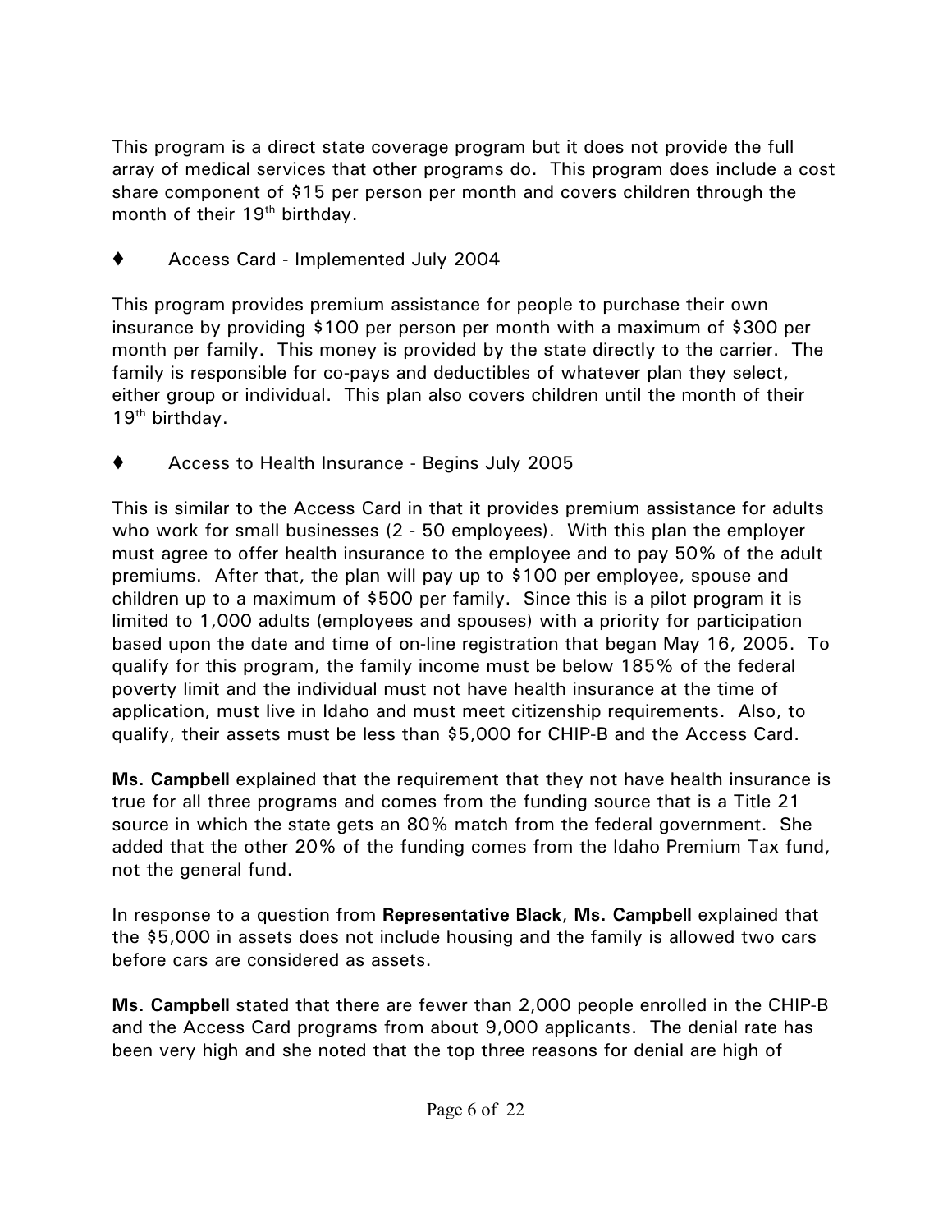This program is a direct state coverage program but it does not provide the full array of medical services that other programs do. This program does include a cost share component of $15 per person per month and covers children through the month of their 19th birthday.

- Access Card - Implemented July 2004

This program provides premium assistance for people to purchase their own insurance by providing $100 per person per month with a maximum of $300 per month per family. This money is provided by the state directly to the carrier. The family is responsible for co-pays and deductibles of whatever plan they select, either group or individual. This plan also covers children until the month of their 19th birthday.

- Access to Health Insurance - Begins July 2005

This is similar to the Access Card in that it provides premium assistance for adults who work for small businesses (2 - 50 employees). With this plan the employer must agree to offer health insurance to the employee and to pay 50% of the adult premiums. After that, the plan will pay up to $100 per employee, spouse and children up to a maximum of $500 per family. Since this is a pilot program it is limited to 1,000 adults (employees and spouses) with a priority for participation based upon the date and time of on-line registration that began May 16, 2005. To qualify for this program, the family income must be below 185% of the federal poverty limit and the individual must not have health insurance at the time of application, must live in Idaho and must meet citizenship requirements. Also, to qualify, their assets must be less than $5,000 for CHIP-B and the Access Card.

**Ms. Campbell** explained that the requirement that they not have health insurance is true for all three programs and comes from the funding source that is a Title 21 source in which the state gets an 80% match from the federal government. She added that the other 20% of the funding comes from the Idaho Premium Tax fund, not the general fund.

In response to a question from **Representative Black**, **Ms. Campbell** explained that the $5,000 in assets does not include housing and the family is allowed two cars before cars are considered as assets.

**Ms. Campbell** stated that there are fewer than 2,000 people enrolled in the CHIP-B and the Access Card programs from about 9,000 applicants. The denial rate has been very high and she noted that the top three reasons for denial are high of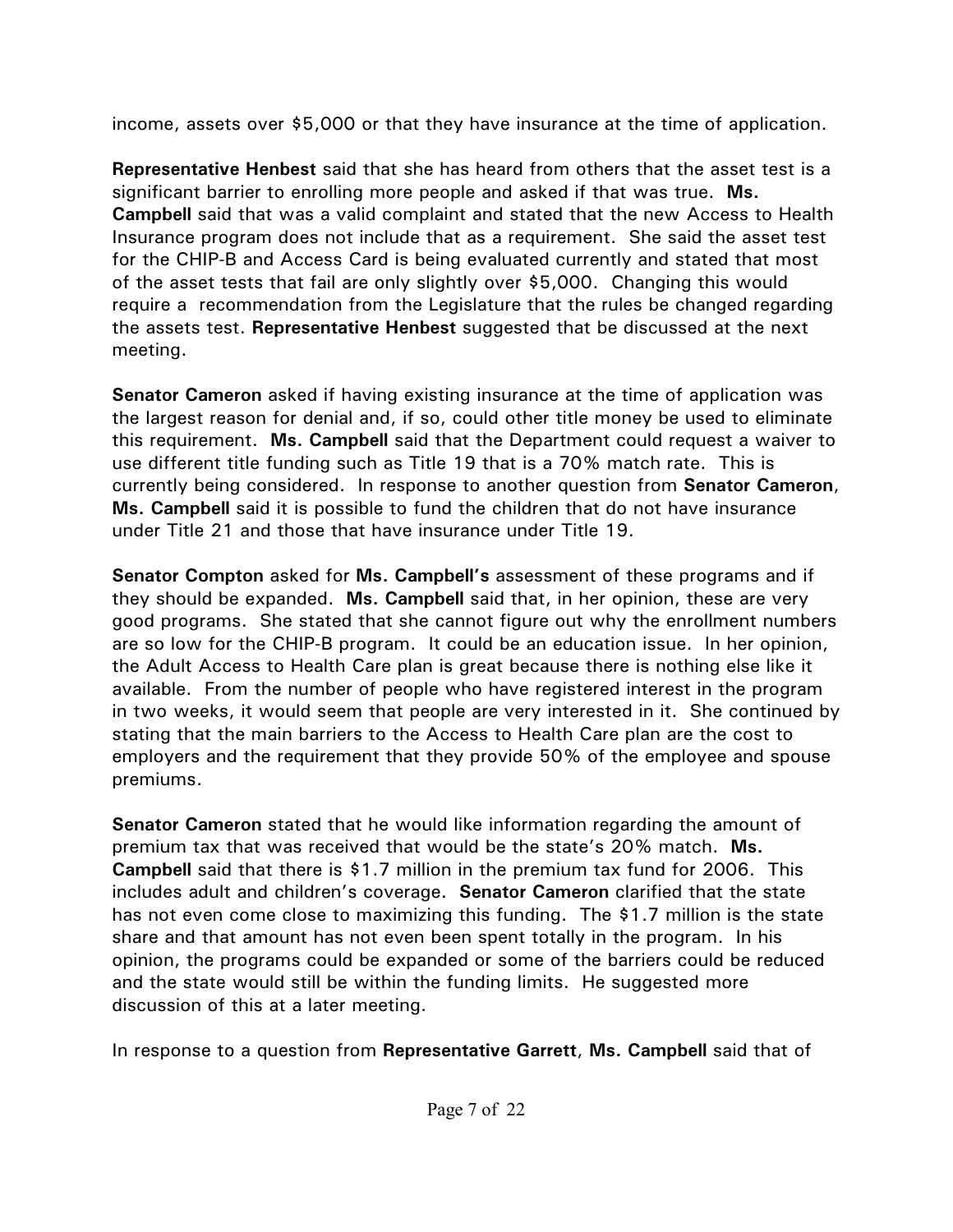income, assets over $5,000 or that they have insurance at the time of application.

**Representative Henbest** said that she has heard from others that the asset test is a significant barrier to enrolling more people and asked if that was true. **Ms. Campbell** said that was a valid complaint and stated that the new Access to Health Insurance program does not include that as a requirement. She said the asset test for the CHIP-B and Access Card is being evaluated currently and stated that most of the asset tests that fail are only slightly over $5,000. Changing this would require a recommendation from the Legislature that the rules be changed regarding the assets test. **Representative Henbest** suggested that be discussed at the next meeting.

**Senator Cameron** asked if having existing insurance at the time of application was the largest reason for denial and, if so, could other title money be used to eliminate this requirement. **Ms. Campbell** said that the Department could request a waiver to use different title funding such as Title 19 that is a 70% match rate. This is currently being considered. In response to another question from **Senator Cameron**, **Ms. Campbell** said it is possible to fund the children that do not have insurance under Title 21 and those that have insurance under Title 19.

**Senator Compton** asked for **Ms. Campbell's** assessment of these programs and if they should be expanded. **Ms. Campbell** said that, in her opinion, these are very good programs. She stated that she cannot figure out why the enrollment numbers are so low for the CHIP-B program. It could be an education issue. In her opinion, the Adult Access to Health Care plan is great because there is nothing else like it available. From the number of people who have registered interest in the program in two weeks, it would seem that people are very interested in it. She continued by stating that the main barriers to the Access to Health Care plan are the cost to employers and the requirement that they provide 50% of the employee and spouse premiums.

**Senator Cameron** stated that he would like information regarding the amount of premium tax that was received that would be the state's 20% match. **Ms. Campbell** said that there is $1.7 million in the premium tax fund for 2006. This includes adult and children's coverage. **Senator Cameron** clarified that the state has not even come close to maximizing this funding. The $1.7 million is the state share and that amount has not even been spent totally in the program. In his opinion, the programs could be expanded or some of the barriers could be reduced and the state would still be within the funding limits. He suggested more discussion of this at a later meeting.

In response to a question from **Representative Garrett**, **Ms. Campbell** said that of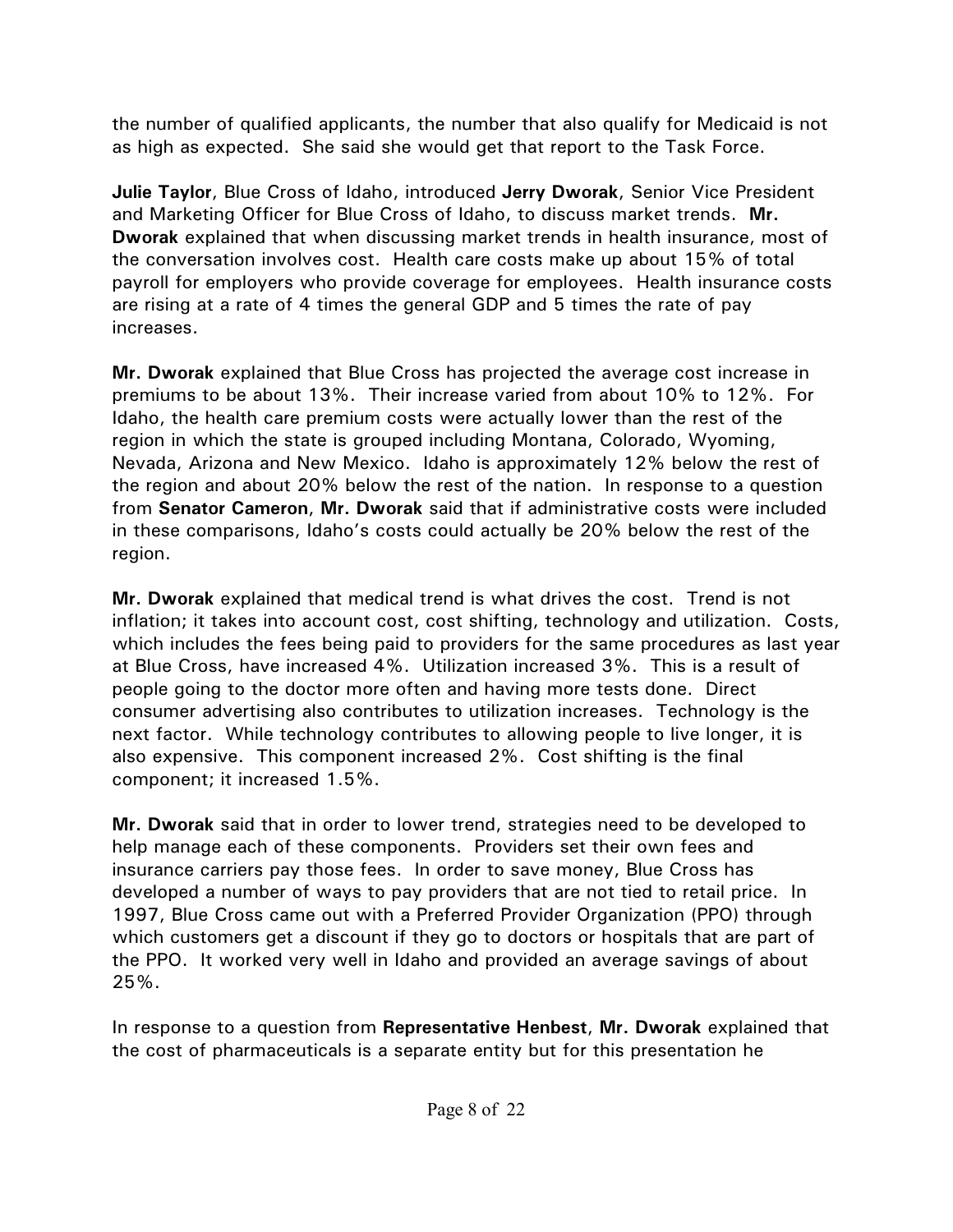the number of qualified applicants, the number that also qualify for Medicaid is not as high as expected. She said she would get that report to the Task Force.

**Julie Taylor**, Blue Cross of Idaho, introduced **Jerry Dworak**, Senior Vice President and Marketing Officer for Blue Cross of Idaho, to discuss market trends. **Mr. Dworak** explained that when discussing market trends in health insurance, most of the conversation involves cost. Health care costs make up about 15% of total payroll for employers who provide coverage for employees. Health insurance costs are rising at a rate of 4 times the general GDP and 5 times the rate of pay increases.

**Mr. Dworak** explained that Blue Cross has projected the average cost increase in premiums to be about 13%. Their increase varied from about 10% to 12%. For Idaho, the health care premium costs were actually lower than the rest of the region in which the state is grouped including Montana, Colorado, Wyoming, Nevada, Arizona and New Mexico. Idaho is approximately 12% below the rest of the region and about 20% below the rest of the nation. In response to a question from **Senator Cameron**, **Mr. Dworak** said that if administrative costs were included in these comparisons, Idaho's costs could actually be 20% below the rest of the region.

**Mr. Dworak** explained that medical trend is what drives the cost. Trend is not inflation; it takes into account cost, cost shifting, technology and utilization. Costs, which includes the fees being paid to providers for the same procedures as last year at Blue Cross, have increased 4%. Utilization increased 3%. This is a result of people going to the doctor more often and having more tests done. Direct consumer advertising also contributes to utilization increases. Technology is the next factor. While technology contributes to allowing people to live longer, it is also expensive. This component increased 2%. Cost shifting is the final component; it increased 1.5%.

**Mr. Dworak** said that in order to lower trend, strategies need to be developed to help manage each of these components. Providers set their own fees and insurance carriers pay those fees. In order to save money, Blue Cross has developed a number of ways to pay providers that are not tied to retail price. In 1997, Blue Cross came out with a Preferred Provider Organization (PPO) through which customers get a discount if they go to doctors or hospitals that are part of the PPO. It worked very well in Idaho and provided an average savings of about 25%.

In response to a question from **Representative Henbest**, **Mr. Dworak** explained that the cost of pharmaceuticals is a separate entity but for this presentation he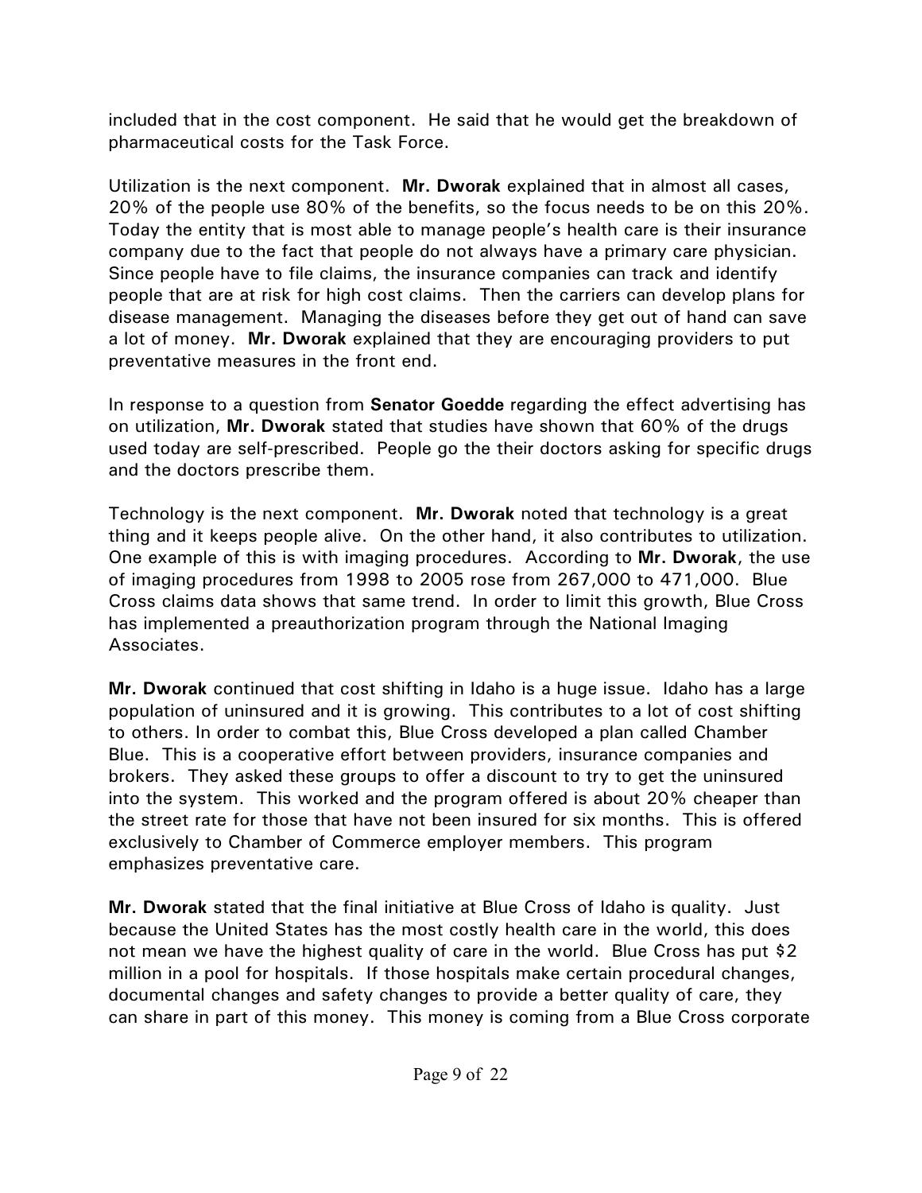included that in the cost component. He said that he would get the breakdown of pharmaceutical costs for the Task Force.

Utilization is the next component. **Mr. Dworak** explained that in almost all cases, 20% of the people use 80% of the benefits, so the focus needs to be on this 20%. Today the entity that is most able to manage people's health care is their insurance company due to the fact that people do not always have a primary care physician. Since people have to file claims, the insurance companies can track and identify people that are at risk for high cost claims. Then the carriers can develop plans for disease management. Managing the diseases before they get out of hand can save a lot of money. **Mr. Dworak** explained that they are encouraging providers to put preventative measures in the front end.

In response to a question from **Senator Goedde** regarding the effect advertising has on utilization, **Mr. Dworak** stated that studies have shown that 60% of the drugs used today are self-prescribed. People go the their doctors asking for specific drugs and the doctors prescribe them.

Technology is the next component. **Mr. Dworak** noted that technology is a great thing and it keeps people alive. On the other hand, it also contributes to utilization. One example of this is with imaging procedures. According to **Mr. Dworak**, the use of imaging procedures from 1998 to 2005 rose from 267,000 to 471,000. Blue Cross claims data shows that same trend. In order to limit this growth, Blue Cross has implemented a preauthorization program through the National Imaging Associates.

**Mr. Dworak** continued that cost shifting in Idaho is a huge issue. Idaho has a large population of uninsured and it is growing. This contributes to a lot of cost shifting to others. In order to combat this, Blue Cross developed a plan called Chamber Blue. This is a cooperative effort between providers, insurance companies and brokers. They asked these groups to offer a discount to try to get the uninsured into the system. This worked and the program offered is about 20% cheaper than the street rate for those that have not been insured for six months. This is offered exclusively to Chamber of Commerce employer members. This program emphasizes preventative care.

**Mr. Dworak** stated that the final initiative at Blue Cross of Idaho is quality. Just because the United States has the most costly health care in the world, this does not mean we have the highest quality of care in the world. Blue Cross has put $2 million in a pool for hospitals. If those hospitals make certain procedural changes, documental changes and safety changes to provide a better quality of care, they can share in part of this money. This money is coming from a Blue Cross corporate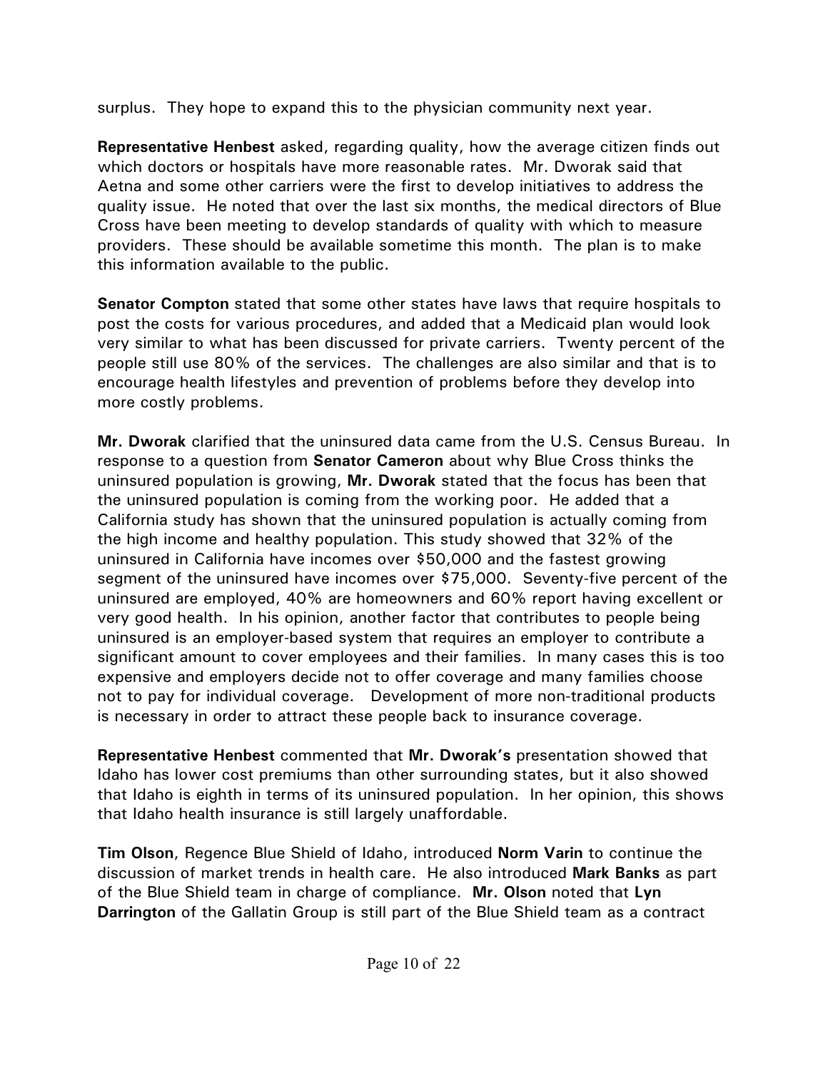surplus. They hope to expand this to the physician community next year.

**Representative Henbest** asked, regarding quality, how the average citizen finds out which doctors or hospitals have more reasonable rates. Mr. Dworak said that Aetna and some other carriers were the first to develop initiatives to address the quality issue. He noted that over the last six months, the medical directors of Blue Cross have been meeting to develop standards of quality with which to measure providers. These should be available sometime this month. The plan is to make this information available to the public.

**Senator Compton** stated that some other states have laws that require hospitals to post the costs for various procedures, and added that a Medicaid plan would look very similar to what has been discussed for private carriers. Twenty percent of the people still use 80% of the services. The challenges are also similar and that is to encourage health lifestyles and prevention of problems before they develop into more costly problems.

**Mr. Dworak** clarified that the uninsured data came from the U.S. Census Bureau. In response to a question from **Senator Cameron** about why Blue Cross thinks the uninsured population is growing, **Mr. Dworak** stated that the focus has been that the uninsured population is coming from the working poor. He added that a California study has shown that the uninsured population is actually coming from the high income and healthy population. This study showed that 32% of the uninsured in California have incomes over $50,000 and the fastest growing segment of the uninsured have incomes over $75,000. Seventy-five percent of the uninsured are employed, 40% are homeowners and 60% report having excellent or very good health. In his opinion, another factor that contributes to people being uninsured is an employer-based system that requires an employer to contribute a significant amount to cover employees and their families. In many cases this is too expensive and employers decide not to offer coverage and many families choose not to pay for individual coverage. Development of more non-traditional products is necessary in order to attract these people back to insurance coverage.

**Representative Henbest** commented that **Mr. Dworak's** presentation showed that Idaho has lower cost premiums than other surrounding states, but it also showed that Idaho is eighth in terms of its uninsured population. In her opinion, this shows that Idaho health insurance is still largely unaffordable.

**Tim Olson**, Regence Blue Shield of Idaho, introduced **Norm Varin** to continue the discussion of market trends in health care. He also introduced **Mark Banks** as part of the Blue Shield team in charge of compliance. **Mr. Olson** noted that **Lyn Darrington** of the Gallatin Group is still part of the Blue Shield team as a contract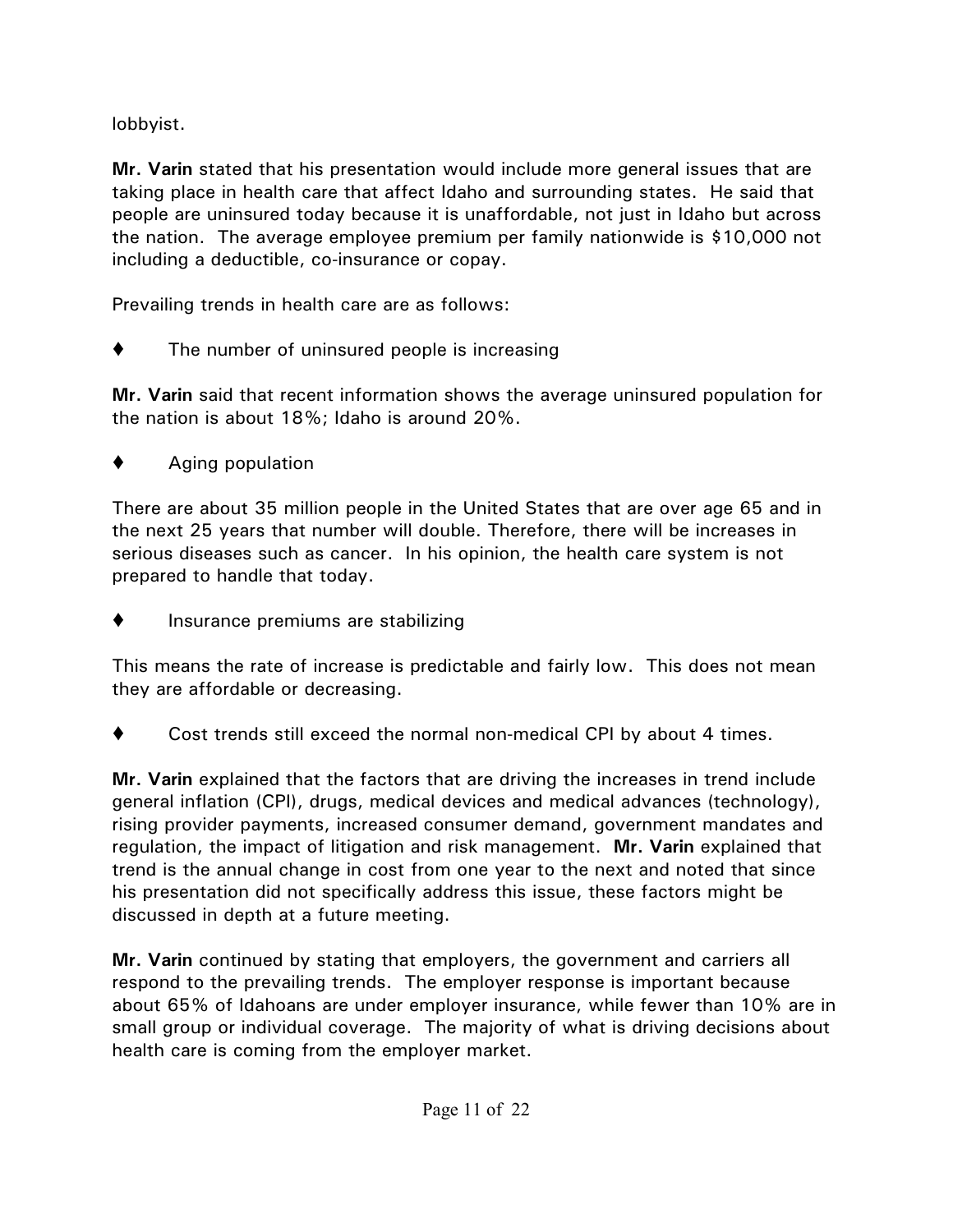lobbyist.

**Mr. Varin** stated that his presentation would include more general issues that are taking place in health care that affect Idaho and surrounding states. He said that people are uninsured today because it is unaffordable, not just in Idaho but across the nation. The average employee premium per family nationwide is $10,000 not including a deductible, co-insurance or copay.

Prevailing trends in health care are as follows:

- ♦ The number of uninsured people is increasing

**Mr. Varin** said that recent information shows the average uninsured population for the nation is about 18%; Idaho is around 20%.

- ♦ Aging population

There are about 35 million people in the United States that are over age 65 and in the next 25 years that number will double. Therefore, there will be increases in serious diseases such as cancer. In his opinion, the health care system is not prepared to handle that today.

- ♦ Insurance premiums are stabilizing

This means the rate of increase is predictable and fairly low. This does not mean they are affordable or decreasing.

- ♦ Cost trends still exceed the normal non-medical CPI by about 4 times.

**Mr. Varin** explained that the factors that are driving the increases in trend include general inflation (CPI), drugs, medical devices and medical advances (technology), rising provider payments, increased consumer demand, government mandates and regulation, the impact of litigation and risk management. **Mr. Varin** explained that trend is the annual change in cost from one year to the next and noted that since his presentation did not specifically address this issue, these factors might be discussed in depth at a future meeting.

**Mr. Varin** continued by stating that employers, the government and carriers all respond to the prevailing trends. The employer response is important because about 65% of Idahoans are under employer insurance, while fewer than 10% are in small group or individual coverage. The majority of what is driving decisions about health care is coming from the employer market.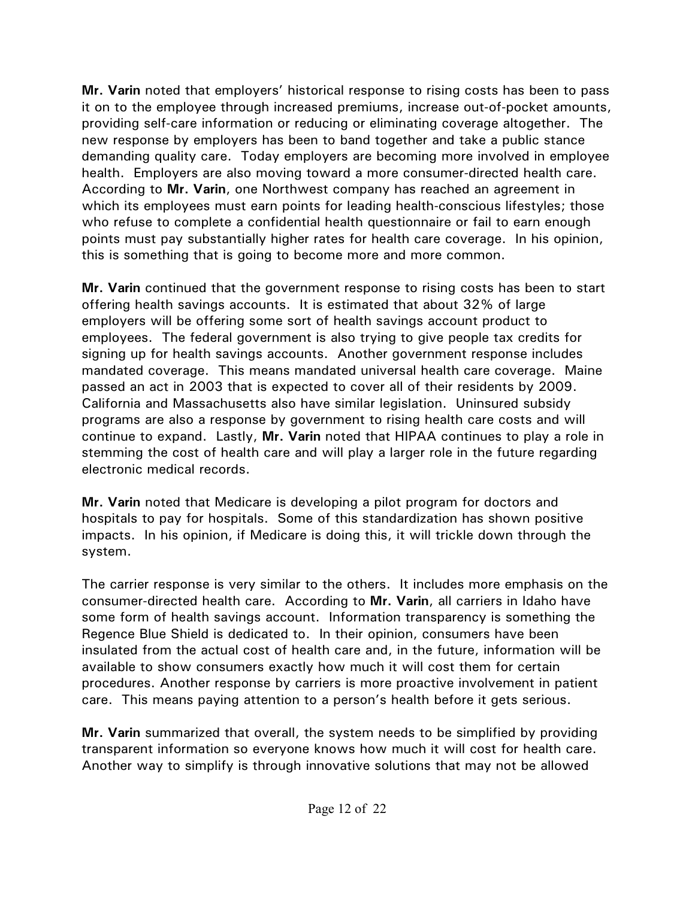**Mr. Varin** noted that employers' historical response to rising costs has been to pass it on to the employee through increased premiums, increase out-of-pocket amounts, providing self-care information or reducing or eliminating coverage altogether. The new response by employers has been to band together and take a public stance demanding quality care. Today employers are becoming more involved in employee health. Employers are also moving toward a more consumer-directed health care. According to **Mr. Varin**, one Northwest company has reached an agreement in which its employees must earn points for leading health-conscious lifestyles; those who refuse to complete a confidential health questionnaire or fail to earn enough points must pay substantially higher rates for health care coverage. In his opinion, this is something that is going to become more and more common.

**Mr. Varin** continued that the government response to rising costs has been to start offering health savings accounts. It is estimated that about 32% of large employers will be offering some sort of health savings account product to employees. The federal government is also trying to give people tax credits for signing up for health savings accounts. Another government response includes mandated coverage. This means mandated universal health care coverage. Maine passed an act in 2003 that is expected to cover all of their residents by 2009. California and Massachusetts also have similar legislation. Uninsured subsidy programs are also a response by government to rising health care costs and will continue to expand. Lastly, **Mr. Varin** noted that HIPAA continues to play a role in stemming the cost of health care and will play a larger role in the future regarding electronic medical records.

**Mr. Varin** noted that Medicare is developing a pilot program for doctors and hospitals to pay for hospitals. Some of this standardization has shown positive impacts. In his opinion, if Medicare is doing this, it will trickle down through the system.

The carrier response is very similar to the others. It includes more emphasis on the consumer-directed health care. According to **Mr. Varin**, all carriers in Idaho have some form of health savings account. Information transparency is something the Regence Blue Shield is dedicated to. In their opinion, consumers have been insulated from the actual cost of health care and, in the future, information will be available to show consumers exactly how much it will cost them for certain procedures. Another response by carriers is more proactive involvement in patient care. This means paying attention to a person's health before it gets serious.

**Mr. Varin** summarized that overall, the system needs to be simplified by providing transparent information so everyone knows how much it will cost for health care. Another way to simplify is through innovative solutions that may not be allowed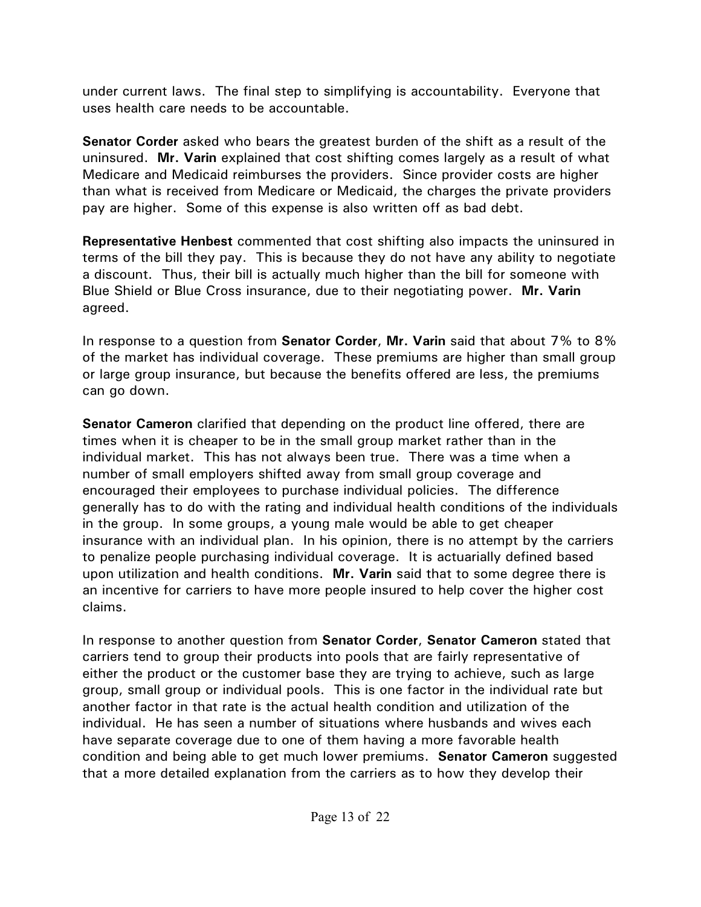under current laws. The final step to simplifying is accountability. Everyone that uses health care needs to be accountable.

**Senator Corder** asked who bears the greatest burden of the shift as a result of the uninsured. **Mr. Varin** explained that cost shifting comes largely as a result of what Medicare and Medicaid reimburses the providers. Since provider costs are higher than what is received from Medicare or Medicaid, the charges the private providers pay are higher. Some of this expense is also written off as bad debt.

**Representative Henbest** commented that cost shifting also impacts the uninsured in terms of the bill they pay. This is because they do not have any ability to negotiate a discount. Thus, their bill is actually much higher than the bill for someone with Blue Shield or Blue Cross insurance, due to their negotiating power. **Mr. Varin** agreed.

In response to a question from **Senator Corder**, **Mr. Varin** said that about 7% to 8% of the market has individual coverage. These premiums are higher than small group or large group insurance, but because the benefits offered are less, the premiums can go down.

**Senator Cameron** clarified that depending on the product line offered, there are times when it is cheaper to be in the small group market rather than in the individual market. This has not always been true. There was a time when a number of small employers shifted away from small group coverage and encouraged their employees to purchase individual policies. The difference generally has to do with the rating and individual health conditions of the individuals in the group. In some groups, a young male would be able to get cheaper insurance with an individual plan. In his opinion, there is no attempt by the carriers to penalize people purchasing individual coverage. It is actuarially defined based upon utilization and health conditions. **Mr. Varin** said that to some degree there is an incentive for carriers to have more people insured to help cover the higher cost claims.

In response to another question from **Senator Corder**, **Senator Cameron** stated that carriers tend to group their products into pools that are fairly representative of either the product or the customer base they are trying to achieve, such as large group, small group or individual pools. This is one factor in the individual rate but another factor in that rate is the actual health condition and utilization of the individual. He has seen a number of situations where husbands and wives each have separate coverage due to one of them having a more favorable health condition and being able to get much lower premiums. **Senator Cameron** suggested that a more detailed explanation from the carriers as to how they develop their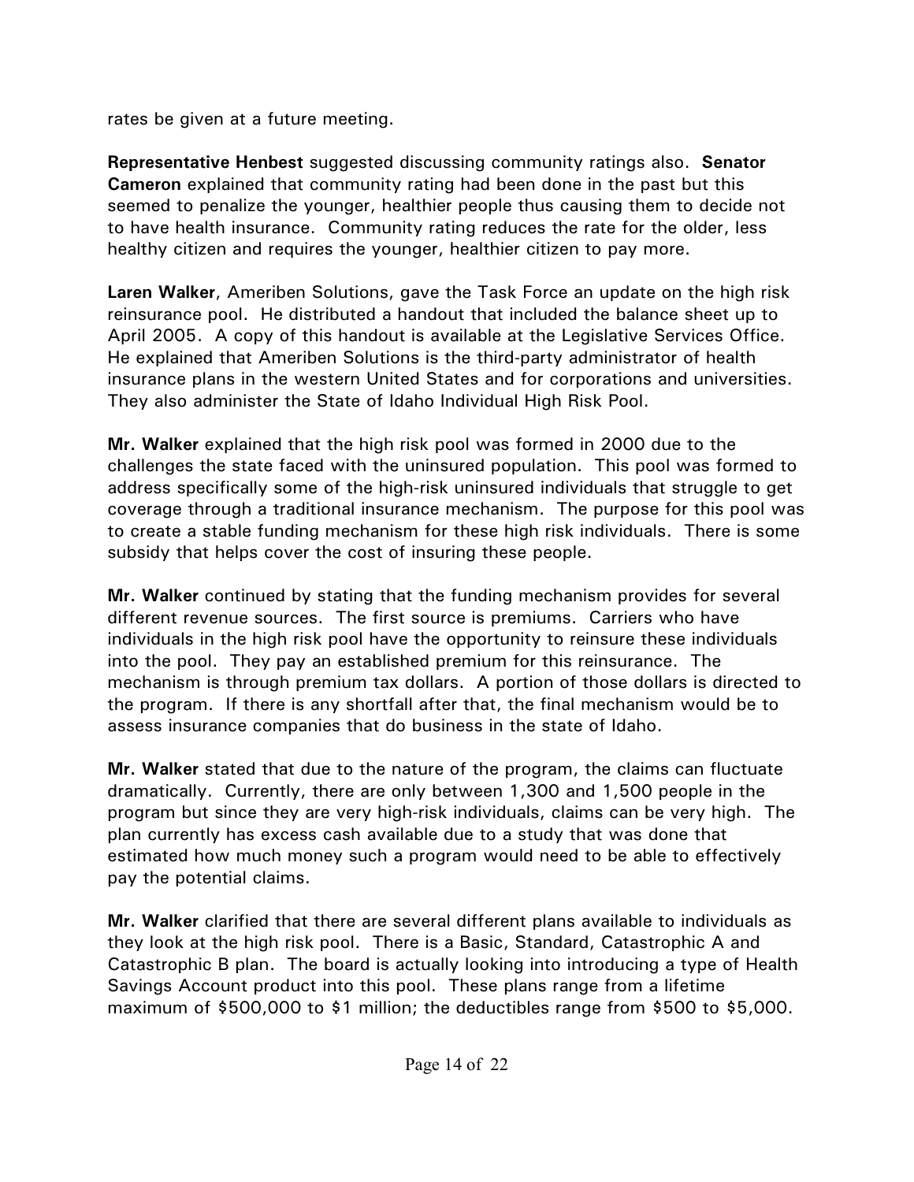rates be given at a future meeting.

**Representative Henbest** suggested discussing community ratings also. **Senator Cameron** explained that community rating had been done in the past but this seemed to penalize the younger, healthier people thus causing them to decide not to have health insurance. Community rating reduces the rate for the older, less healthy citizen and requires the younger, healthier citizen to pay more.

**Laren Walker**, Ameriben Solutions, gave the Task Force an update on the high risk reinsurance pool. He distributed a handout that included the balance sheet up to April 2005. A copy of this handout is available at the Legislative Services Office. He explained that Ameriben Solutions is the third-party administrator of health insurance plans in the western United States and for corporations and universities. They also administer the State of Idaho Individual High Risk Pool.

**Mr. Walker** explained that the high risk pool was formed in 2000 due to the challenges the state faced with the uninsured population. This pool was formed to address specifically some of the high-risk uninsured individuals that struggle to get coverage through a traditional insurance mechanism. The purpose for this pool was to create a stable funding mechanism for these high risk individuals. There is some subsidy that helps cover the cost of insuring these people.

**Mr. Walker** continued by stating that the funding mechanism provides for several different revenue sources. The first source is premiums. Carriers who have individuals in the high risk pool have the opportunity to reinsure these individuals into the pool. They pay an established premium for this reinsurance. The mechanism is through premium tax dollars. A portion of those dollars is directed to the program. If there is any shortfall after that, the final mechanism would be to assess insurance companies that do business in the state of Idaho.

**Mr. Walker** stated that due to the nature of the program, the claims can fluctuate dramatically. Currently, there are only between 1,300 and 1,500 people in the program but since they are very high-risk individuals, claims can be very high. The plan currently has excess cash available due to a study that was done that estimated how much money such a program would need to be able to effectively pay the potential claims.

**Mr. Walker** clarified that there are several different plans available to individuals as they look at the high risk pool. There is a Basic, Standard, Catastrophic A and Catastrophic B plan. The board is actually looking into introducing a type of Health Savings Account product into this pool. These plans range from a lifetime maximum of $500,000 to $1 million; the deductibles range from $500 to $5,000.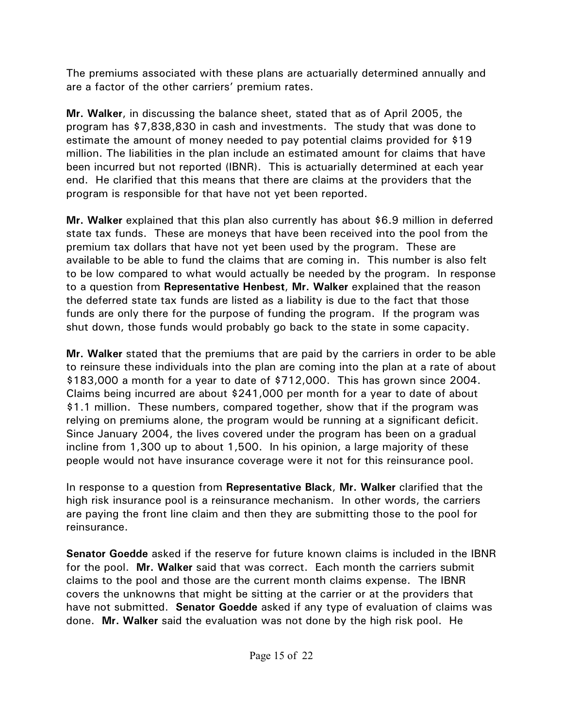The premiums associated with these plans are actuarially determined annually and are a factor of the other carriers' premium rates.

**Mr. Walker**, in discussing the balance sheet, stated that as of April 2005, the program has $7,838,830 in cash and investments. The study that was done to estimate the amount of money needed to pay potential claims provided for $19 million. The liabilities in the plan include an estimated amount for claims that have been incurred but not reported (IBNR). This is actuarially determined at each year end. He clarified that this means that there are claims at the providers that the program is responsible for that have not yet been reported.

**Mr. Walker** explained that this plan also currently has about $6.9 million in deferred state tax funds. These are moneys that have been received into the pool from the premium tax dollars that have not yet been used by the program. These are available to be able to fund the claims that are coming in. This number is also felt to be low compared to what would actually be needed by the program. In response to a question from **Representative Henbest**, **Mr. Walker** explained that the reason the deferred state tax funds are listed as a liability is due to the fact that those funds are only there for the purpose of funding the program. If the program was shut down, those funds would probably go back to the state in some capacity.

**Mr. Walker** stated that the premiums that are paid by the carriers in order to be able to reinsure these individuals into the plan are coming into the plan at a rate of about $183,000 a month for a year to date of $712,000. This has grown since 2004. Claims being incurred are about $241,000 per month for a year to date of about $1.1 million. These numbers, compared together, show that if the program was relying on premiums alone, the program would be running at a significant deficit. Since January 2004, the lives covered under the program has been on a gradual incline from 1,300 up to about 1,500. In his opinion, a large majority of these people would not have insurance coverage were it not for this reinsurance pool.

In response to a question from **Representative Black**, **Mr. Walker** clarified that the high risk insurance pool is a reinsurance mechanism. In other words, the carriers are paying the front line claim and then they are submitting those to the pool for reinsurance.

**Senator Goedde** asked if the reserve for future known claims is included in the IBNR for the pool. **Mr. Walker** said that was correct. Each month the carriers submit claims to the pool and those are the current month claims expense. The IBNR covers the unknowns that might be sitting at the carrier or at the providers that have not submitted. **Senator Goedde** asked if any type of evaluation of claims was done. **Mr. Walker** said the evaluation was not done by the high risk pool. He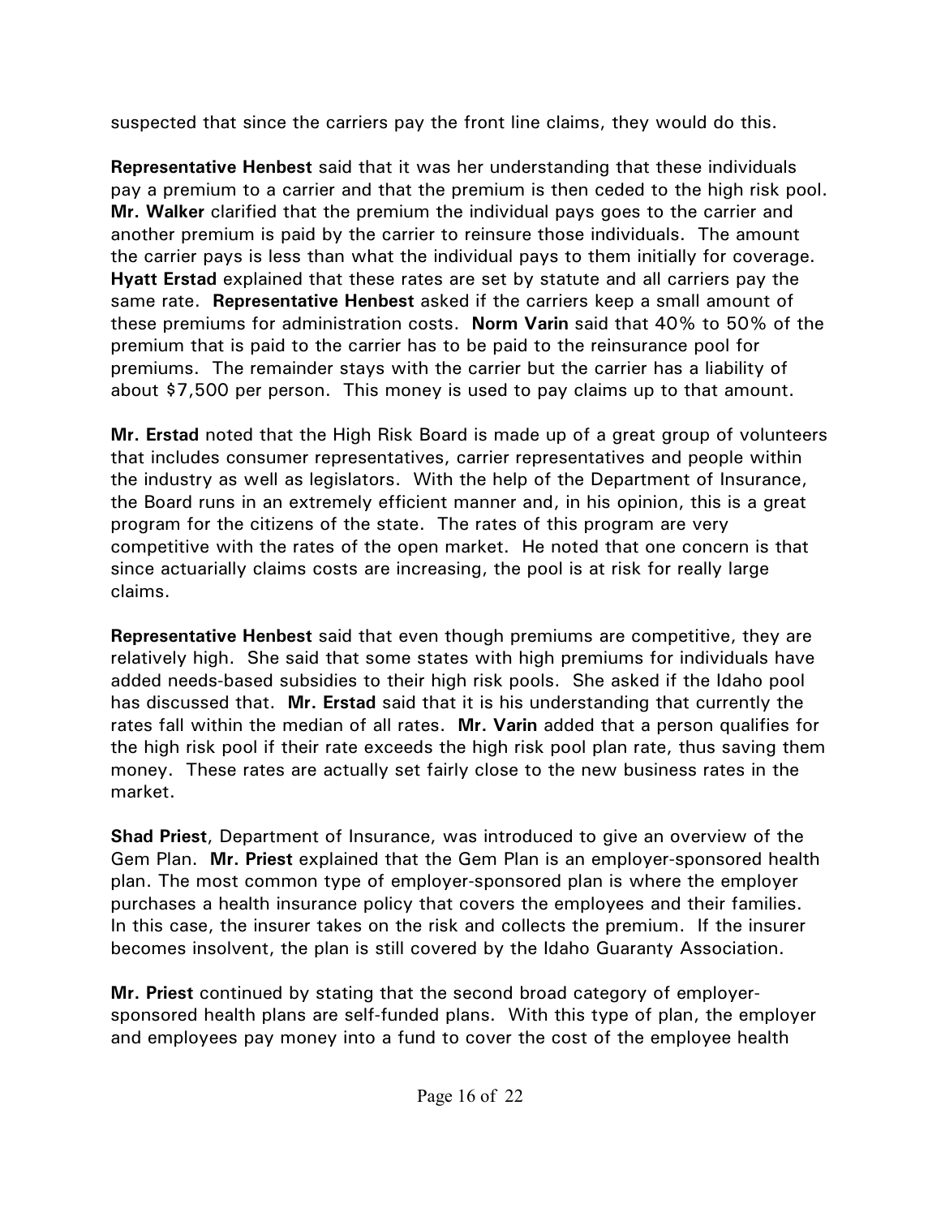suspected that since the carriers pay the front line claims, they would do this.

**Representative Henbest** said that it was her understanding that these individuals pay a premium to a carrier and that the premium is then ceded to the high risk pool. **Mr. Walker** clarified that the premium the individual pays goes to the carrier and another premium is paid by the carrier to reinsure those individuals. The amount the carrier pays is less than what the individual pays to them initially for coverage. **Hyatt Erstad** explained that these rates are set by statute and all carriers pay the same rate. **Representative Henbest** asked if the carriers keep a small amount of these premiums for administration costs. **Norm Varin** said that 40% to 50% of the premium that is paid to the carrier has to be paid to the reinsurance pool for premiums. The remainder stays with the carrier but the carrier has a liability of about $7,500 per person. This money is used to pay claims up to that amount.

**Mr. Erstad** noted that the High Risk Board is made up of a great group of volunteers that includes consumer representatives, carrier representatives and people within the industry as well as legislators. With the help of the Department of Insurance, the Board runs in an extremely efficient manner and, in his opinion, this is a great program for the citizens of the state. The rates of this program are very competitive with the rates of the open market. He noted that one concern is that since actuarially claims costs are increasing, the pool is at risk for really large claims.

**Representative Henbest** said that even though premiums are competitive, they are relatively high. She said that some states with high premiums for individuals have added needs-based subsidies to their high risk pools. She asked if the Idaho pool has discussed that. **Mr. Erstad** said that it is his understanding that currently the rates fall within the median of all rates. **Mr. Varin** added that a person qualifies for the high risk pool if their rate exceeds the high risk pool plan rate, thus saving them money. These rates are actually set fairly close to the new business rates in the market.

**Shad Priest**, Department of Insurance, was introduced to give an overview of the Gem Plan. **Mr. Priest** explained that the Gem Plan is an employer-sponsored health plan. The most common type of employer-sponsored plan is where the employer purchases a health insurance policy that covers the employees and their families. In this case, the insurer takes on the risk and collects the premium. If the insurer becomes insolvent, the plan is still covered by the Idaho Guaranty Association.

**Mr. Priest** continued by stating that the second broad category of employer-sponsored health plans are self-funded plans. With this type of plan, the employer and employees pay money into a fund to cover the cost of the employee health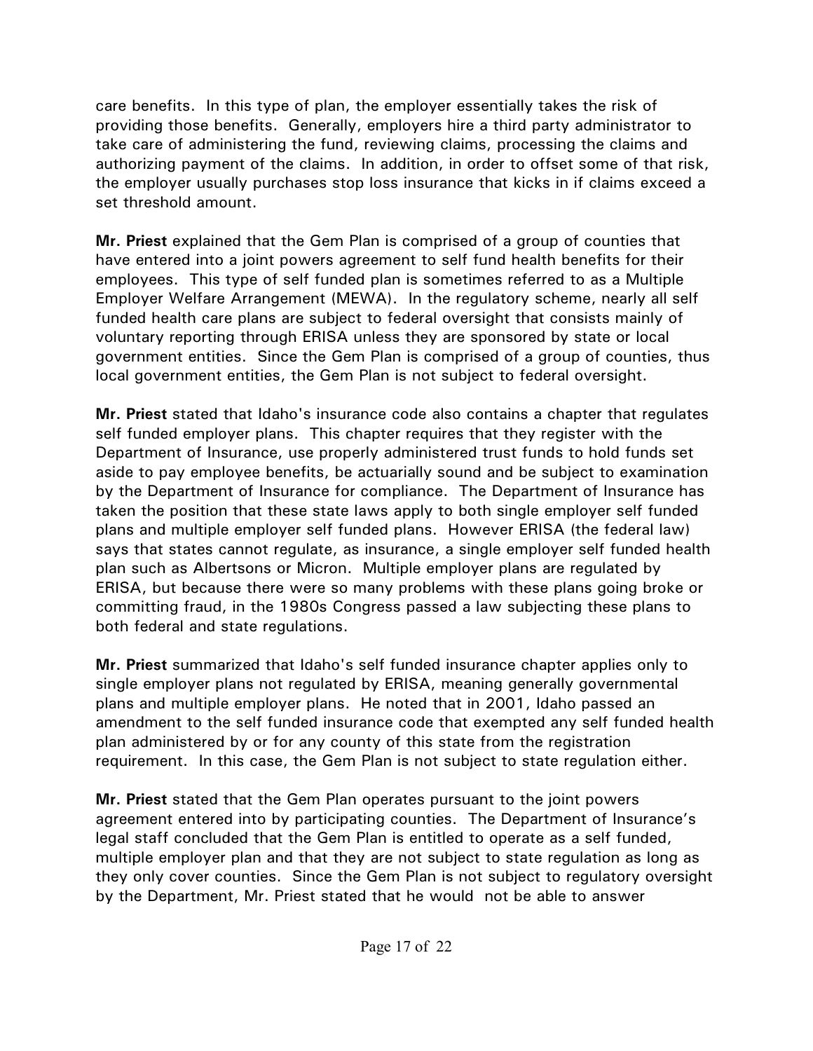care benefits. In this type of plan, the employer essentially takes the risk of providing those benefits. Generally, employers hire a third party administrator to take care of administering the fund, reviewing claims, processing the claims and authorizing payment of the claims. In addition, in order to offset some of that risk, the employer usually purchases stop loss insurance that kicks in if claims exceed a set threshold amount.

**Mr. Priest** explained that the Gem Plan is comprised of a group of counties that have entered into a joint powers agreement to self fund health benefits for their employees. This type of self funded plan is sometimes referred to as a Multiple Employer Welfare Arrangement (MEWA). In the regulatory scheme, nearly all self funded health care plans are subject to federal oversight that consists mainly of voluntary reporting through ERISA unless they are sponsored by state or local government entities. Since the Gem Plan is comprised of a group of counties, thus local government entities, the Gem Plan is not subject to federal oversight.

**Mr. Priest** stated that Idaho's insurance code also contains a chapter that regulates self funded employer plans. This chapter requires that they register with the Department of Insurance, use properly administered trust funds to hold funds set aside to pay employee benefits, be actuarially sound and be subject to examination by the Department of Insurance for compliance. The Department of Insurance has taken the position that these state laws apply to both single employer self funded plans and multiple employer self funded plans. However ERISA (the federal law) says that states cannot regulate, as insurance, a single employer self funded health plan such as Albertsons or Micron. Multiple employer plans are regulated by ERISA, but because there were so many problems with these plans going broke or committing fraud, in the 1980s Congress passed a law subjecting these plans to both federal and state regulations.

**Mr. Priest** summarized that Idaho's self funded insurance chapter applies only to single employer plans not regulated by ERISA, meaning generally governmental plans and multiple employer plans. He noted that in 2001, Idaho passed an amendment to the self funded insurance code that exempted any self funded health plan administered by or for any county of this state from the registration requirement. In this case, the Gem Plan is not subject to state regulation either.

**Mr. Priest** stated that the Gem Plan operates pursuant to the joint powers agreement entered into by participating counties. The Department of Insurance's legal staff concluded that the Gem Plan is entitled to operate as a self funded, multiple employer plan and that they are not subject to state regulation as long as they only cover counties. Since the Gem Plan is not subject to regulatory oversight by the Department, Mr. Priest stated that he would not be able to answer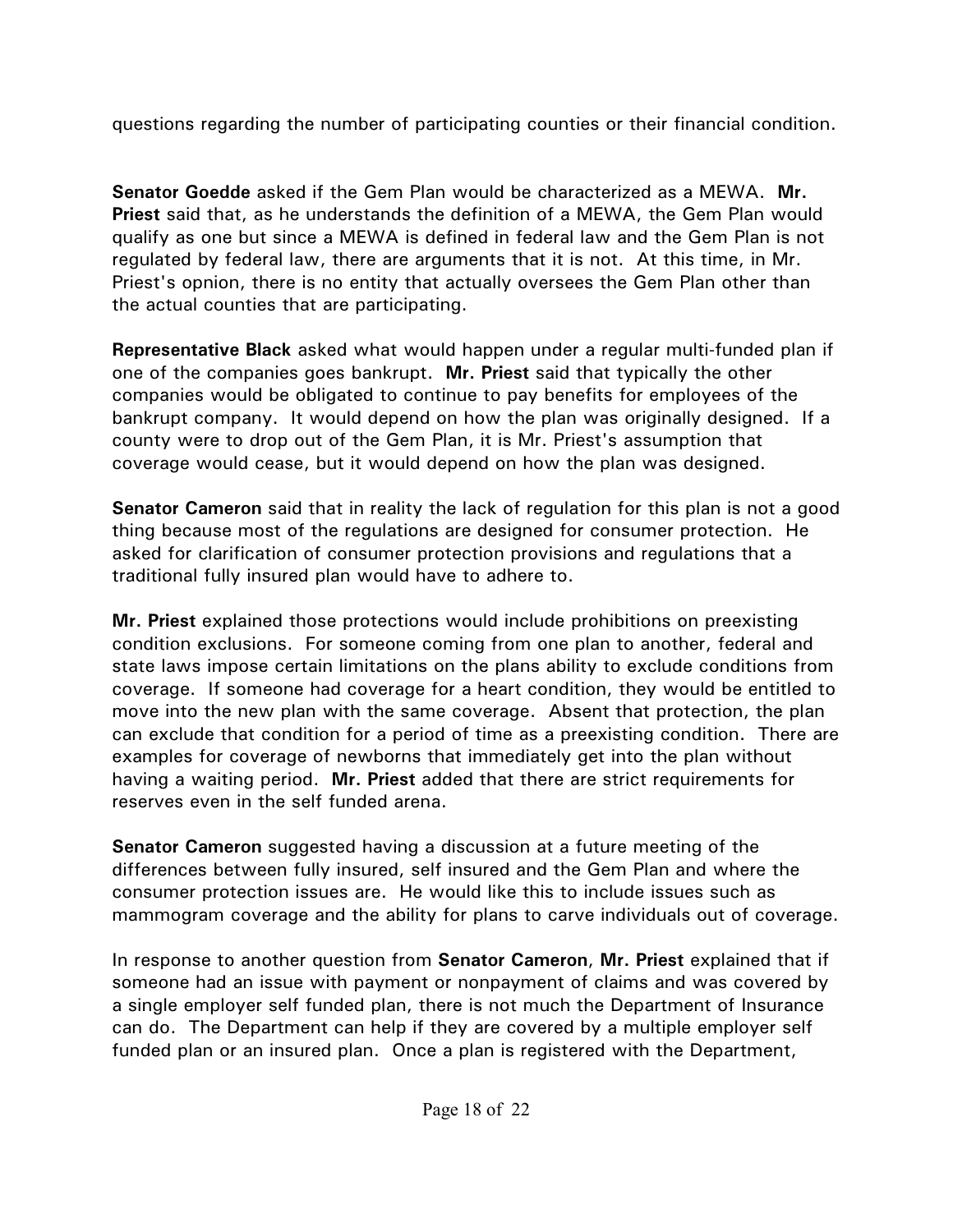questions regarding the number of participating counties or their financial condition.

**Senator Goedde** asked if the Gem Plan would be characterized as a MEWA. **Mr. Priest** said that, as he understands the definition of a MEWA, the Gem Plan would qualify as one but since a MEWA is defined in federal law and the Gem Plan is not regulated by federal law, there are arguments that it is not. At this time, in Mr. Priest's opnion, there is no entity that actually oversees the Gem Plan other than the actual counties that are participating.

**Representative Black** asked what would happen under a regular multi-funded plan if one of the companies goes bankrupt. **Mr. Priest** said that typically the other companies would be obligated to continue to pay benefits for employees of the bankrupt company. It would depend on how the plan was originally designed. If a county were to drop out of the Gem Plan, it is Mr. Priest's assumption that coverage would cease, but it would depend on how the plan was designed.

**Senator Cameron** said that in reality the lack of regulation for this plan is not a good thing because most of the regulations are designed for consumer protection. He asked for clarification of consumer protection provisions and regulations that a traditional fully insured plan would have to adhere to.

**Mr. Priest** explained those protections would include prohibitions on preexisting condition exclusions. For someone coming from one plan to another, federal and state laws impose certain limitations on the plans ability to exclude conditions from coverage. If someone had coverage for a heart condition, they would be entitled to move into the new plan with the same coverage. Absent that protection, the plan can exclude that condition for a period of time as a preexisting condition. There are examples for coverage of newborns that immediately get into the plan without having a waiting period. **Mr. Priest** added that there are strict requirements for reserves even in the self funded arena.

**Senator Cameron** suggested having a discussion at a future meeting of the differences between fully insured, self insured and the Gem Plan and where the consumer protection issues are. He would like this to include issues such as mammogram coverage and the ability for plans to carve individuals out of coverage.

In response to another question from **Senator Cameron**, **Mr. Priest** explained that if someone had an issue with payment or nonpayment of claims and was covered by a single employer self funded plan, there is not much the Department of Insurance can do. The Department can help if they are covered by a multiple employer self funded plan or an insured plan. Once a plan is registered with the Department,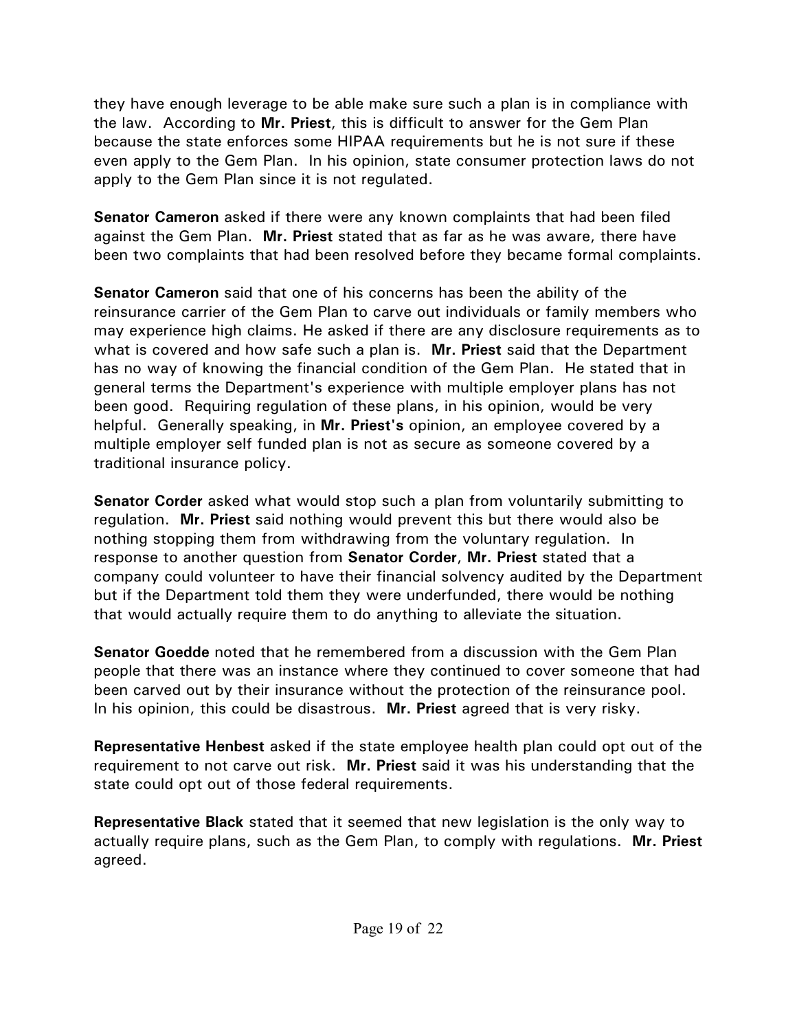they have enough leverage to be able make sure such a plan is in compliance with the law. According to **Mr. Priest**, this is difficult to answer for the Gem Plan because the state enforces some HIPAA requirements but he is not sure if these even apply to the Gem Plan. In his opinion, state consumer protection laws do not apply to the Gem Plan since it is not regulated.

**Senator Cameron** asked if there were any known complaints that had been filed against the Gem Plan. **Mr. Priest** stated that as far as he was aware, there have been two complaints that had been resolved before they became formal complaints.

**Senator Cameron** said that one of his concerns has been the ability of the reinsurance carrier of the Gem Plan to carve out individuals or family members who may experience high claims. He asked if there are any disclosure requirements as to what is covered and how safe such a plan is. **Mr. Priest** said that the Department has no way of knowing the financial condition of the Gem Plan. He stated that in general terms the Department's experience with multiple employer plans has not been good. Requiring regulation of these plans, in his opinion, would be very helpful. Generally speaking, in **Mr. Priest's** opinion, an employee covered by a multiple employer self funded plan is not as secure as someone covered by a traditional insurance policy.

**Senator Corder** asked what would stop such a plan from voluntarily submitting to regulation. **Mr. Priest** said nothing would prevent this but there would also be nothing stopping them from withdrawing from the voluntary regulation. In response to another question from **Senator Corder**, **Mr. Priest** stated that a company could volunteer to have their financial solvency audited by the Department but if the Department told them they were underfunded, there would be nothing that would actually require them to do anything to alleviate the situation.

**Senator Goedde** noted that he remembered from a discussion with the Gem Plan people that there was an instance where they continued to cover someone that had been carved out by their insurance without the protection of the reinsurance pool. In his opinion, this could be disastrous. **Mr. Priest** agreed that is very risky.

**Representative Henbest** asked if the state employee health plan could opt out of the requirement to not carve out risk. **Mr. Priest** said it was his understanding that the state could opt out of those federal requirements.

**Representative Black** stated that it seemed that new legislation is the only way to actually require plans, such as the Gem Plan, to comply with regulations. **Mr. Priest** agreed.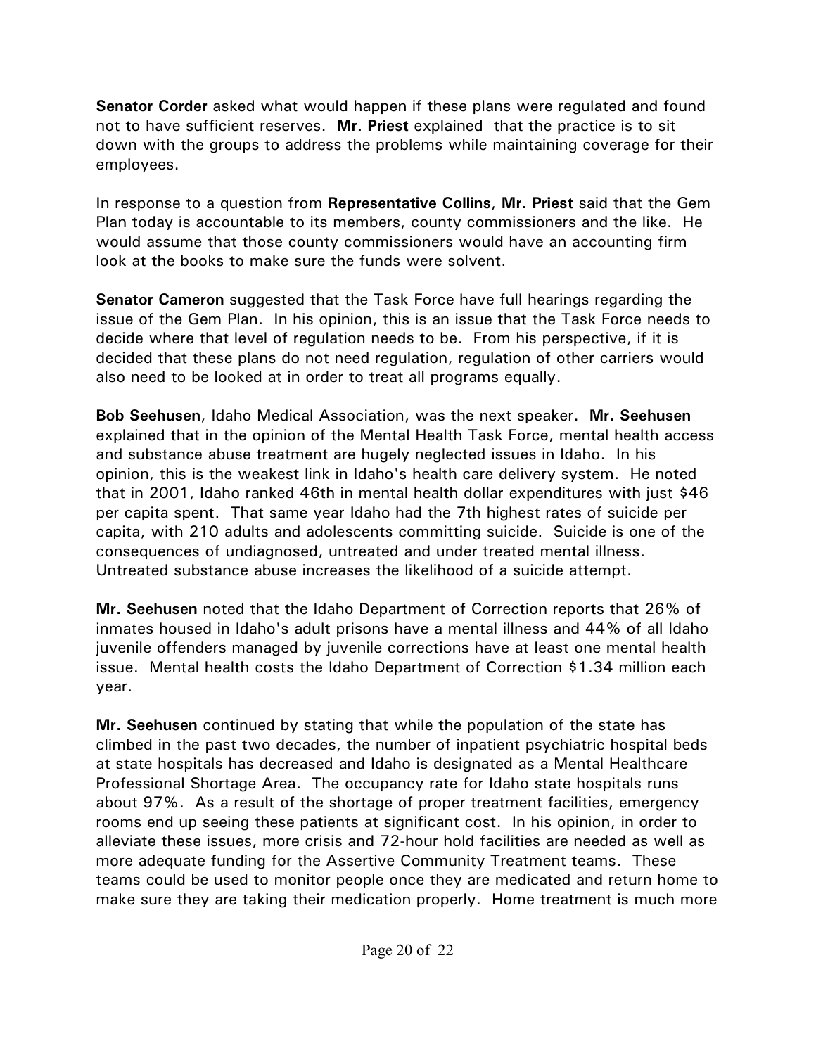**Senator Corder** asked what would happen if these plans were regulated and found not to have sufficient reserves. **Mr. Priest** explained that the practice is to sit down with the groups to address the problems while maintaining coverage for their employees.

In response to a question from **Representative Collins**, **Mr. Priest** said that the Gem Plan today is accountable to its members, county commissioners and the like. He would assume that those county commissioners would have an accounting firm look at the books to make sure the funds were solvent.

**Senator Cameron** suggested that the Task Force have full hearings regarding the issue of the Gem Plan. In his opinion, this is an issue that the Task Force needs to decide where that level of regulation needs to be. From his perspective, if it is decided that these plans do not need regulation, regulation of other carriers would also need to be looked at in order to treat all programs equally.

**Bob Seehusen**, Idaho Medical Association, was the next speaker. **Mr. Seehusen** explained that in the opinion of the Mental Health Task Force, mental health access and substance abuse treatment are hugely neglected issues in Idaho. In his opinion, this is the weakest link in Idaho's health care delivery system. He noted that in 2001, Idaho ranked 46th in mental health dollar expenditures with just $46 per capita spent. That same year Idaho had the 7th highest rates of suicide per capita, with 210 adults and adolescents committing suicide. Suicide is one of the consequences of undiagnosed, untreated and under treated mental illness. Untreated substance abuse increases the likelihood of a suicide attempt.

**Mr. Seehusen** noted that the Idaho Department of Correction reports that 26% of inmates housed in Idaho's adult prisons have a mental illness and 44% of all Idaho juvenile offenders managed by juvenile corrections have at least one mental health issue. Mental health costs the Idaho Department of Correction $1.34 million each year.

**Mr. Seehusen** continued by stating that while the population of the state has climbed in the past two decades, the number of inpatient psychiatric hospital beds at state hospitals has decreased and Idaho is designated as a Mental Healthcare Professional Shortage Area. The occupancy rate for Idaho state hospitals runs about 97%. As a result of the shortage of proper treatment facilities, emergency rooms end up seeing these patients at significant cost. In his opinion, in order to alleviate these issues, more crisis and 72-hour hold facilities are needed as well as more adequate funding for the Assertive Community Treatment teams. These teams could be used to monitor people once they are medicated and return home to make sure they are taking their medication properly. Home treatment is much more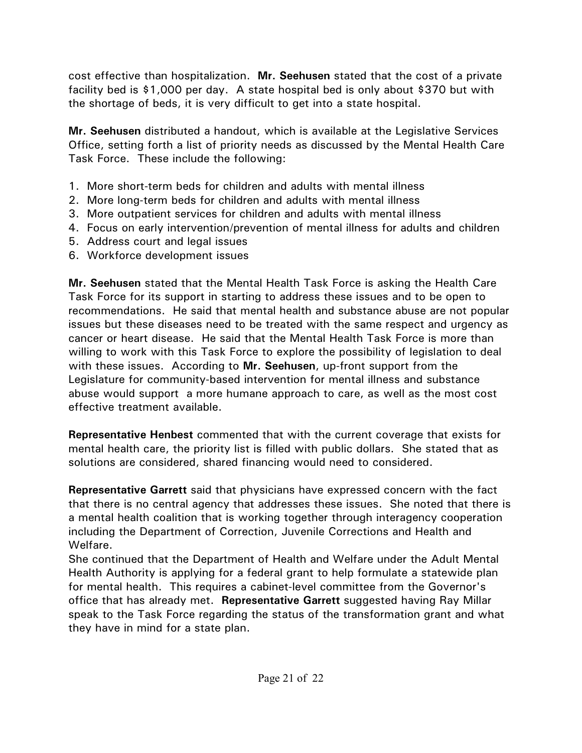cost effective than hospitalization. **Mr. Seehusen** stated that the cost of a private facility bed is $1,000 per day. A state hospital bed is only about $370 but with the shortage of beds, it is very difficult to get into a state hospital.

**Mr. Seehusen** distributed a handout, which is available at the Legislative Services Office, setting forth a list of priority needs as discussed by the Mental Health Care Task Force. These include the following:

1. More short-term beds for children and adults with mental illness
2. More long-term beds for children and adults with mental illness
3. More outpatient services for children and adults with mental illness
4. Focus on early intervention/prevention of mental illness for adults and children
5. Address court and legal issues
6. Workforce development issues

**Mr. Seehusen** stated that the Mental Health Task Force is asking the Health Care Task Force for its support in starting to address these issues and to be open to recommendations. He said that mental health and substance abuse are not popular issues but these diseases need to be treated with the same respect and urgency as cancer or heart disease. He said that the Mental Health Task Force is more than willing to work with this Task Force to explore the possibility of legislation to deal with these issues. According to **Mr. Seehusen**, up-front support from the Legislature for community-based intervention for mental illness and substance abuse would support a more humane approach to care, as well as the most cost effective treatment available.

**Representative Henbest** commented that with the current coverage that exists for mental health care, the priority list is filled with public dollars. She stated that as solutions are considered, shared financing would need to considered.

**Representative Garrett** said that physicians have expressed concern with the fact that there is no central agency that addresses these issues. She noted that there is a mental health coalition that is working together through interagency cooperation including the Department of Correction, Juvenile Corrections and Health and Welfare.

She continued that the Department of Health and Welfare under the Adult Mental Health Authority is applying for a federal grant to help formulate a statewide plan for mental health. This requires a cabinet-level committee from the Governor's office that has already met. **Representative Garrett** suggested having Ray Millar speak to the Task Force regarding the status of the transformation grant and what they have in mind for a state plan.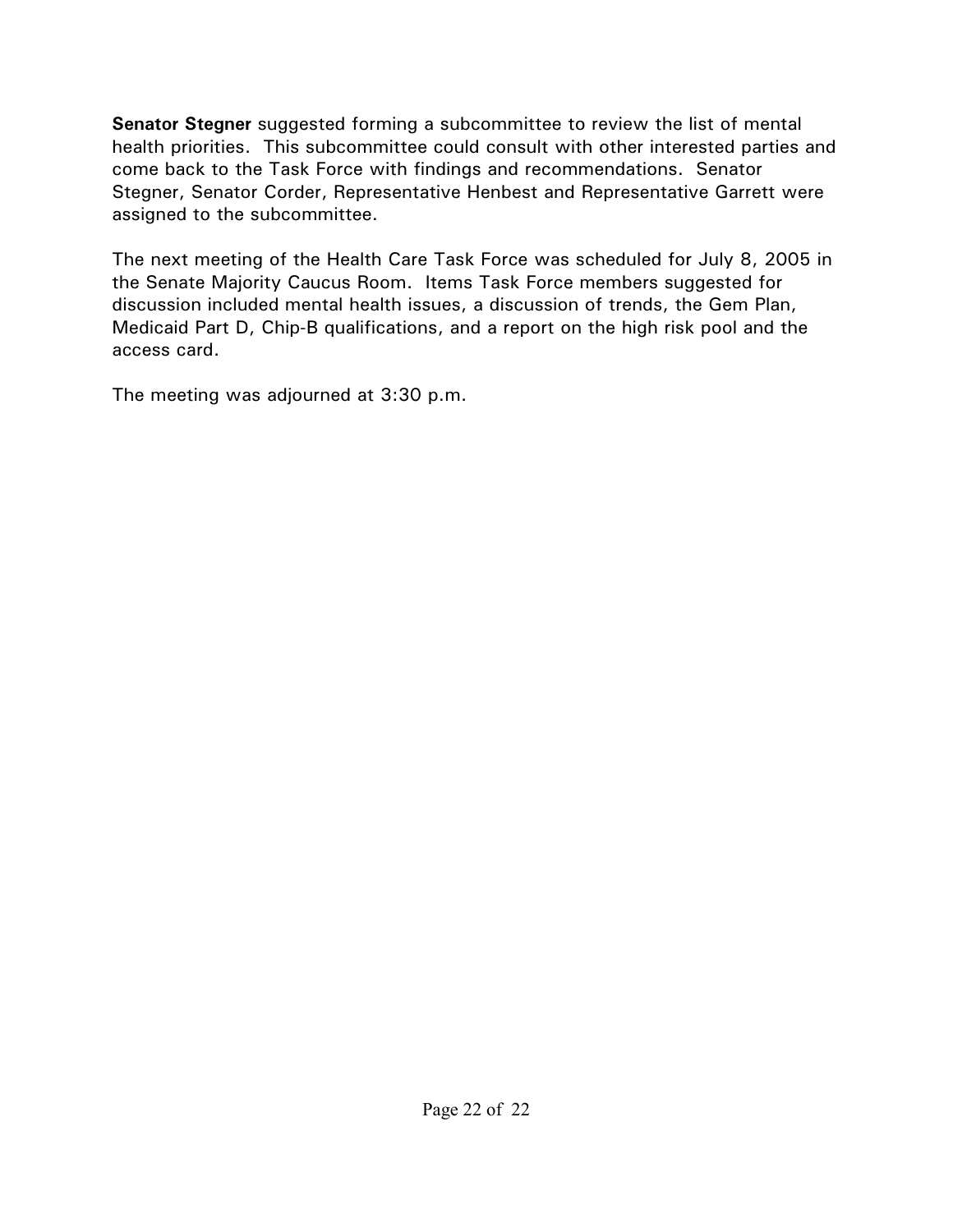**Senator Stegner** suggested forming a subcommittee to review the list of mental health priorities. This subcommittee could consult with other interested parties and come back to the Task Force with findings and recommendations. Senator Stegner, Senator Corder, Representative Henbest and Representative Garrett were assigned to the subcommittee.

The next meeting of the Health Care Task Force was scheduled for July 8, 2005 in the Senate Majority Caucus Room. Items Task Force members suggested for discussion included mental health issues, a discussion of trends, the Gem Plan, Medicaid Part D, Chip-B qualifications, and a report on the high risk pool and the access card.

The meeting was adjourned at 3:30 p.m.